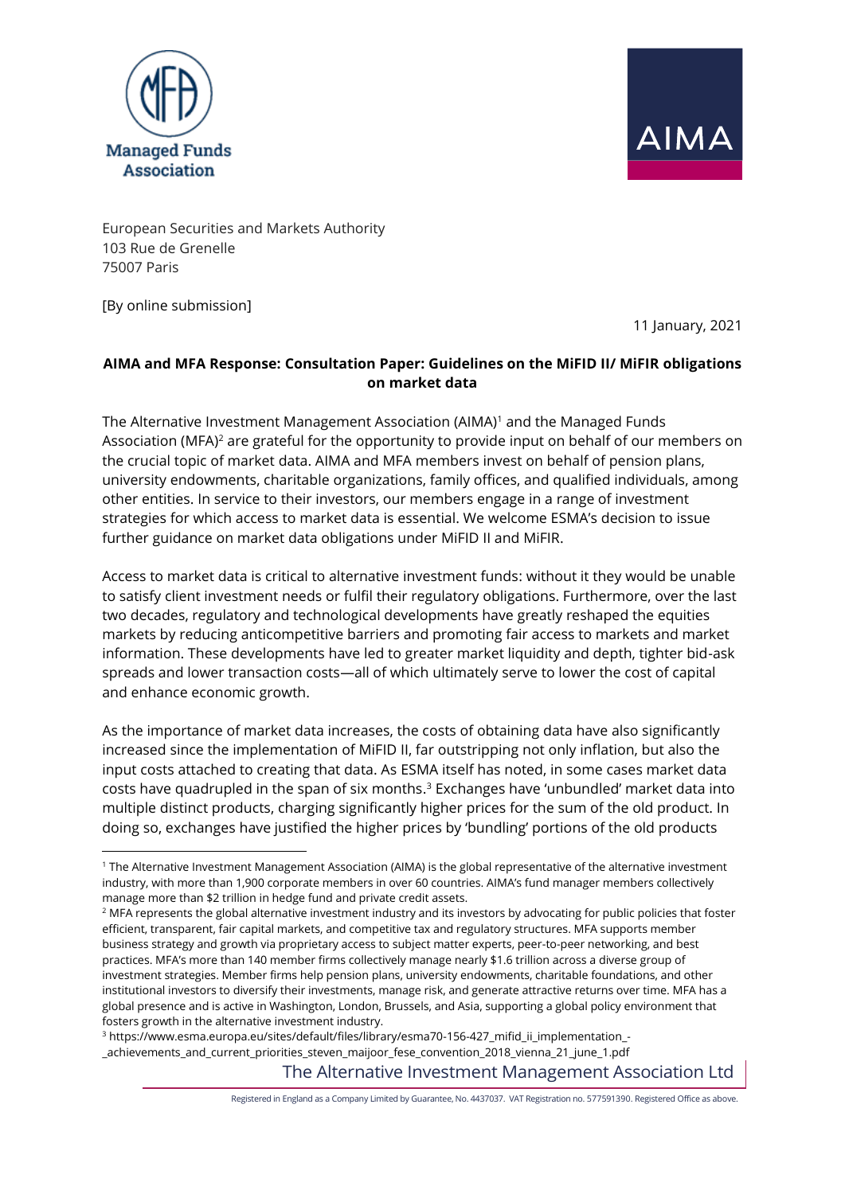European Securities and Markets Authority
103 Rue de Grenelle
75007 Paris

[By online submission]

11 January, 2021

**AIMA and MFA Response: Consultation Paper: Guidelines on the MiFID II/ MiFIR obligations on market data**

The Alternative Investment Management Association (AIMA)[1] and the Managed Funds Association (MFA)[2] are grateful for the opportunity to provide input on behalf of our members on the crucial topic of market data. AIMA and MFA members invest on behalf of pension plans, university endowments, charitable organizations, family offices, and qualified individuals, among other entities. In service to their investors, our members engage in a range of investment strategies for which access to market data is essential. We welcome ESMA's decision to issue further guidance on market data obligations under MiFID II and MiFIR.

Access to market data is critical to alternative investment funds: without it they would be unable to satisfy client investment needs or fulfil their regulatory obligations. Furthermore, over the last two decades, regulatory and technological developments have greatly reshaped the equities markets by reducing anticompetitive barriers and promoting fair access to markets and market information. These developments have led to greater market liquidity and depth, tighter bid-ask spreads and lower transaction costs—all of which ultimately serve to lower the cost of capital and enhance economic growth.

As the importance of market data increases, the costs of obtaining data have also significantly increased since the implementation of MiFID II, far outstripping not only inflation, but also the input costs attached to creating that data. As ESMA itself has noted, in some cases market data costs have quadrupled in the span of six months.[3] Exchanges have 'unbundled' market data into multiple distinct products, charging significantly higher prices for the sum of the old product. In doing so, exchanges have justified the higher prices by 'bundling' portions of the old products

---

[1] The Alternative Investment Management Association (AIMA) is the global representative of the alternative investment industry, with more than 1,900 corporate members in over 60 countries. AIMA's fund manager members collectively manage more than $2 trillion in hedge fund and private credit assets.

[2] MFA represents the global alternative investment industry and its investors by advocating for public policies that foster efficient, transparent, fair capital markets, and competitive tax and regulatory structures. MFA supports member business strategy and growth via proprietary access to subject matter experts, peer-to-peer networking, and best practices. MFA's more than 140 member firms collectively manage nearly $1.6 trillion across a diverse group of investment strategies. Member firms help pension plans, university endowments, charitable foundations, and other institutional investors to diversify their investments, manage risk, and generate attractive returns over time. MFA has a global presence and is active in Washington, London, Brussels, and Asia, supporting a global policy environment that fosters growth in the alternative investment industry.

[3] https://www.esma.europa.eu/sites/default/files/library/esma70-156-427_mifid_ii_implementation_-_achievements_and_current_priorities_steven_maijoor_fese_convention_2018_vienna_21_june_1.pdf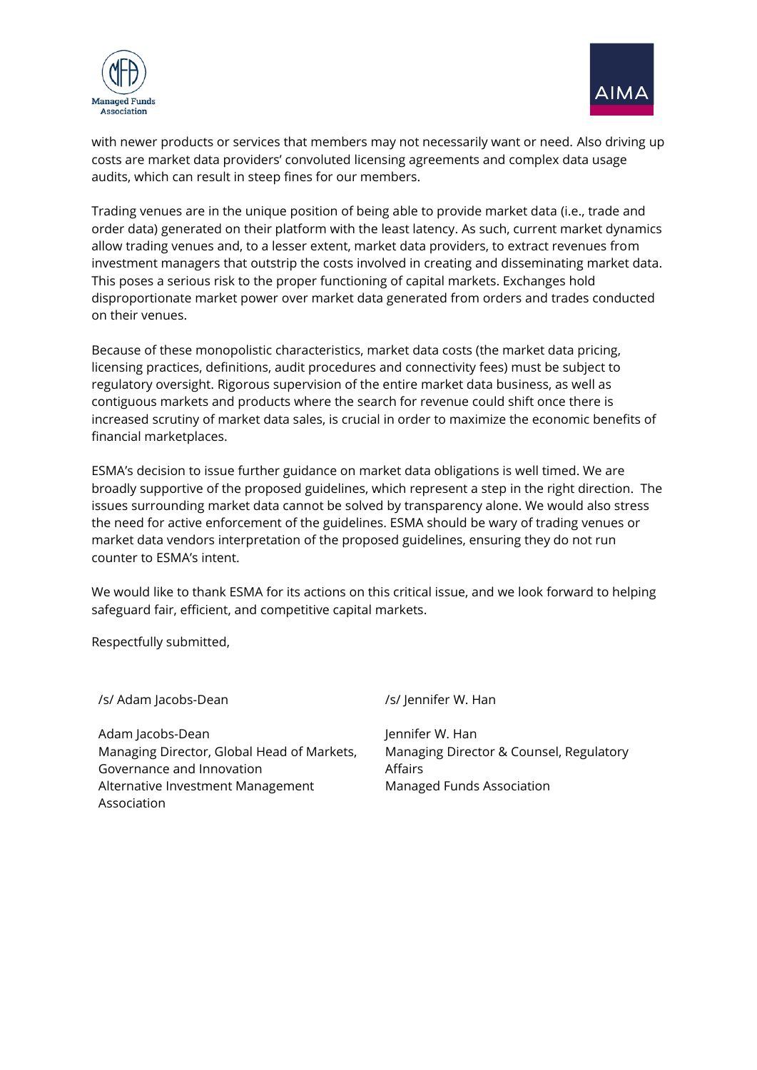with newer products or services that members may not necessarily want or need. Also driving up costs are market data providers' convoluted licensing agreements and complex data usage audits, which can result in steep fines for our members.

Trading venues are in the unique position of being able to provide market data (i.e., trade and order data) generated on their platform with the least latency. As such, current market dynamics allow trading venues and, to a lesser extent, market data providers, to extract revenues from investment managers that outstrip the costs involved in creating and disseminating market data. This poses a serious risk to the proper functioning of capital markets. Exchanges hold disproportionate market power over market data generated from orders and trades conducted on their venues.

Because of these monopolistic characteristics, market data costs (the market data pricing, licensing practices, definitions, audit procedures and connectivity fees) must be subject to regulatory oversight. Rigorous supervision of the entire market data business, as well as contiguous markets and products where the search for revenue could shift once there is increased scrutiny of market data sales, is crucial in order to maximize the economic benefits of financial marketplaces.

ESMA's decision to issue further guidance on market data obligations is well timed. We are broadly supportive of the proposed guidelines, which represent a step in the right direction. The issues surrounding market data cannot be solved by transparency alone. We would also stress the need for active enforcement of the guidelines. ESMA should be wary of trading venues or market data vendors interpretation of the proposed guidelines, ensuring they do not run counter to ESMA's intent.

We would like to thank ESMA for its actions on this critical issue, and we look forward to helping safeguard fair, efficient, and competitive capital markets.

Respectfully submitted,

/s/ Adam Jacobs-Dean

Adam Jacobs-Dean
Managing Director, Global Head of Markets, Governance and Innovation
Alternative Investment Management Association

/s/ Jennifer W. Han

Jennifer W. Han
Managing Director & Counsel, Regulatory Affairs
Managed Funds Association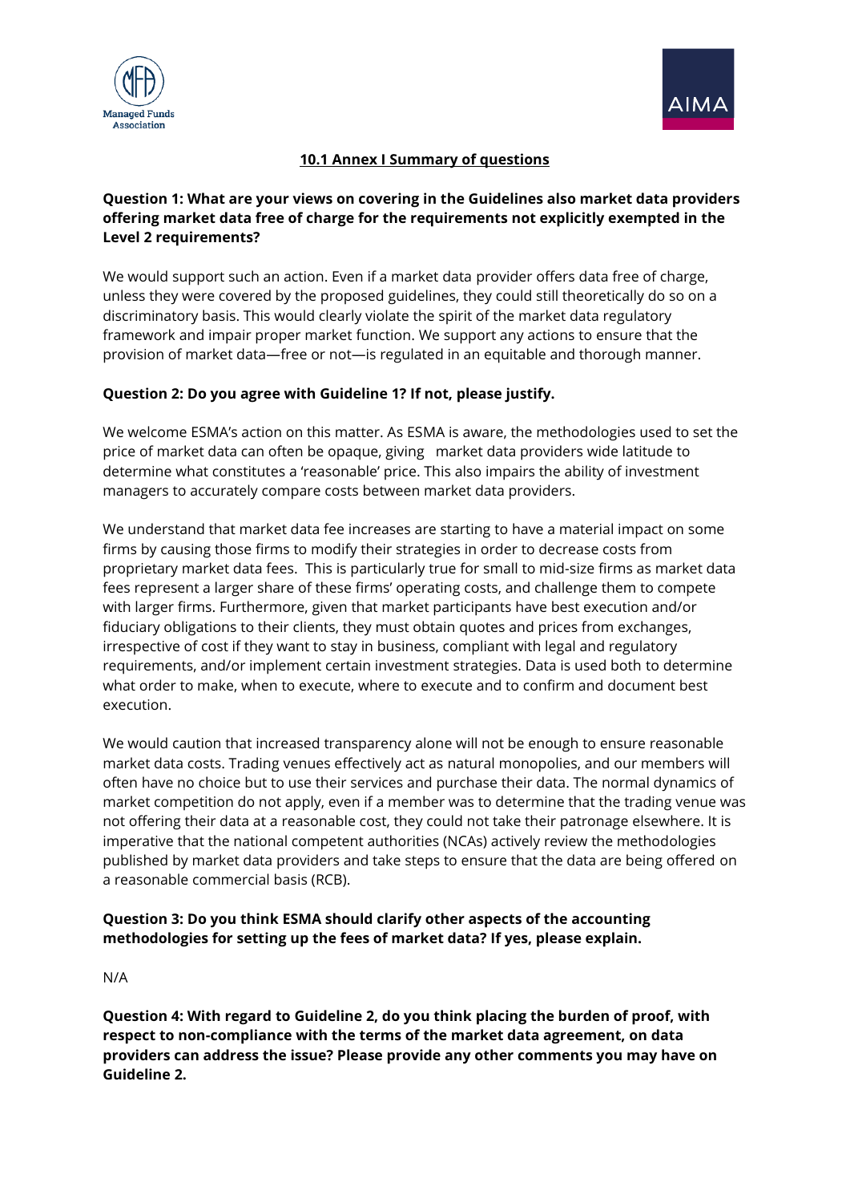## 10.1 Annex I Summary of questions

**Question 1: What are your views on covering in the Guidelines also market data providers offering market data free of charge for the requirements not explicitly exempted in the Level 2 requirements?**

We would support such an action. Even if a market data provider offers data free of charge, unless they were covered by the proposed guidelines, they could still theoretically do so on a discriminatory basis. This would clearly violate the spirit of the market data regulatory framework and impair proper market function. We support any actions to ensure that the provision of market data—free or not—is regulated in an equitable and thorough manner.

**Question 2: Do you agree with Guideline 1? If not, please justify.**

We welcome ESMA's action on this matter. As ESMA is aware, the methodologies used to set the price of market data can often be opaque, giving market data providers wide latitude to determine what constitutes a 'reasonable' price. This also impairs the ability of investment managers to accurately compare costs between market data providers.

We understand that market data fee increases are starting to have a material impact on some firms by causing those firms to modify their strategies in order to decrease costs from proprietary market data fees. This is particularly true for small to mid-size firms as market data fees represent a larger share of these firms' operating costs, and challenge them to compete with larger firms. Furthermore, given that market participants have best execution and/or fiduciary obligations to their clients, they must obtain quotes and prices from exchanges, irrespective of cost if they want to stay in business, compliant with legal and regulatory requirements, and/or implement certain investment strategies. Data is used both to determine what order to make, when to execute, where to execute and to confirm and document best execution.

We would caution that increased transparency alone will not be enough to ensure reasonable market data costs. Trading venues effectively act as natural monopolies, and our members will often have no choice but to use their services and purchase their data. The normal dynamics of market competition do not apply, even if a member was to determine that the trading venue was not offering their data at a reasonable cost, they could not take their patronage elsewhere. It is imperative that the national competent authorities (NCAs) actively review the methodologies published by market data providers and take steps to ensure that the data are being offered on a reasonable commercial basis (RCB).

**Question 3: Do you think ESMA should clarify other aspects of the accounting methodologies for setting up the fees of market data? If yes, please explain.**

N/A

**Question 4: With regard to Guideline 2, do you think placing the burden of proof, with respect to non-compliance with the terms of the market data agreement, on data providers can address the issue? Please provide any other comments you may have on Guideline 2.**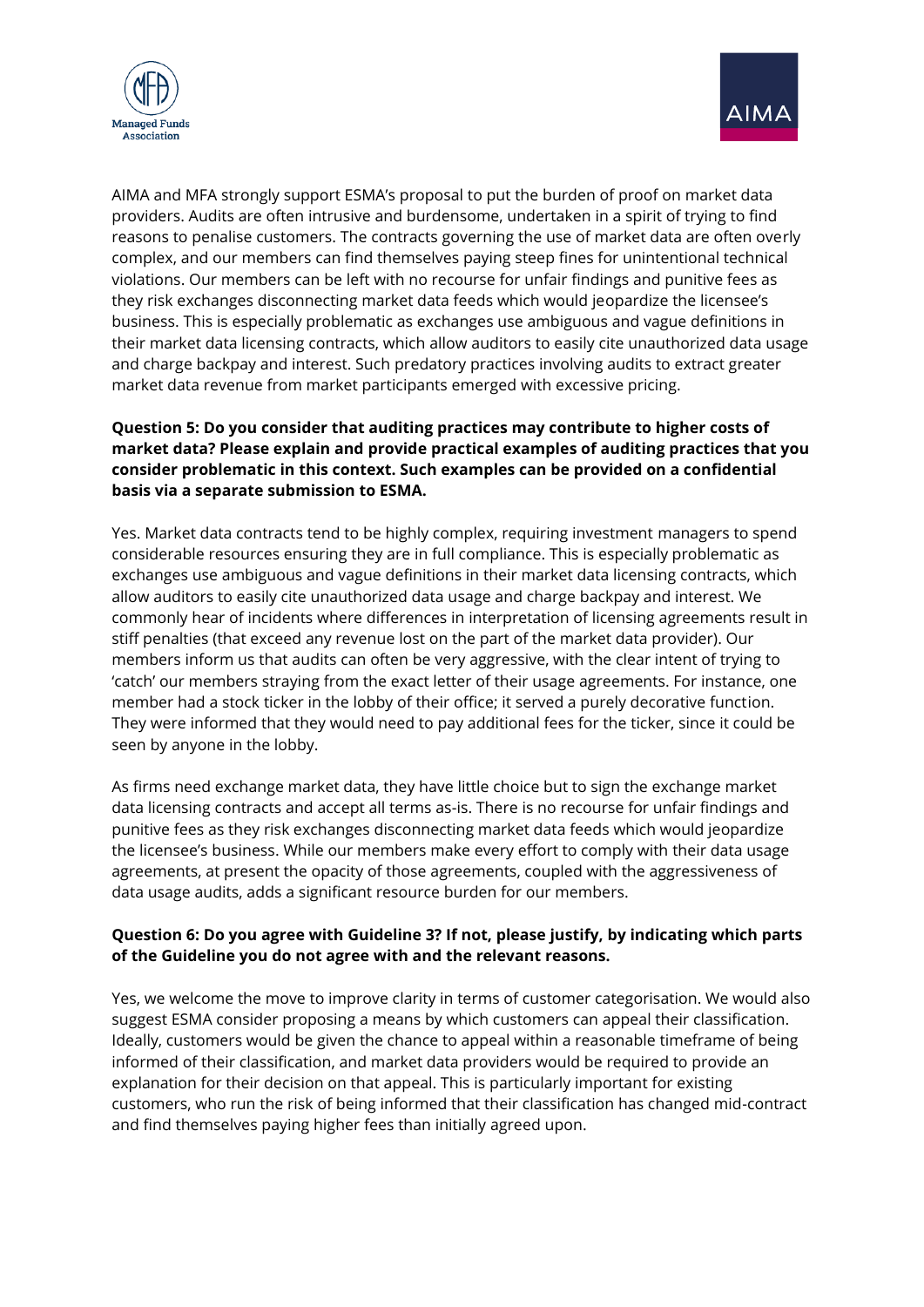AIMA and MFA strongly support ESMA's proposal to put the burden of proof on market data providers. Audits are often intrusive and burdensome, undertaken in a spirit of trying to find reasons to penalise customers. The contracts governing the use of market data are often overly complex, and our members can find themselves paying steep fines for unintentional technical violations. Our members can be left with no recourse for unfair findings and punitive fees as they risk exchanges disconnecting market data feeds which would jeopardize the licensee's business. This is especially problematic as exchanges use ambiguous and vague definitions in their market data licensing contracts, which allow auditors to easily cite unauthorized data usage and charge backpay and interest. Such predatory practices involving audits to extract greater market data revenue from market participants emerged with excessive pricing.

**Question 5: Do you consider that auditing practices may contribute to higher costs of market data? Please explain and provide practical examples of auditing practices that you consider problematic in this context. Such examples can be provided on a confidential basis via a separate submission to ESMA.**

Yes. Market data contracts tend to be highly complex, requiring investment managers to spend considerable resources ensuring they are in full compliance. This is especially problematic as exchanges use ambiguous and vague definitions in their market data licensing contracts, which allow auditors to easily cite unauthorized data usage and charge backpay and interest. We commonly hear of incidents where differences in interpretation of licensing agreements result in stiff penalties (that exceed any revenue lost on the part of the market data provider). Our members inform us that audits can often be very aggressive, with the clear intent of trying to 'catch' our members straying from the exact letter of their usage agreements. For instance, one member had a stock ticker in the lobby of their office; it served a purely decorative function. They were informed that they would need to pay additional fees for the ticker, since it could be seen by anyone in the lobby.

As firms need exchange market data, they have little choice but to sign the exchange market data licensing contracts and accept all terms as-is. There is no recourse for unfair findings and punitive fees as they risk exchanges disconnecting market data feeds which would jeopardize the licensee's business. While our members make every effort to comply with their data usage agreements, at present the opacity of those agreements, coupled with the aggressiveness of data usage audits, adds a significant resource burden for our members.

**Question 6: Do you agree with Guideline 3? If not, please justify, by indicating which parts of the Guideline you do not agree with and the relevant reasons.**

Yes, we welcome the move to improve clarity in terms of customer categorisation. We would also suggest ESMA consider proposing a means by which customers can appeal their classification. Ideally, customers would be given the chance to appeal within a reasonable timeframe of being informed of their classification, and market data providers would be required to provide an explanation for their decision on that appeal. This is particularly important for existing customers, who run the risk of being informed that their classification has changed mid-contract and find themselves paying higher fees than initially agreed upon.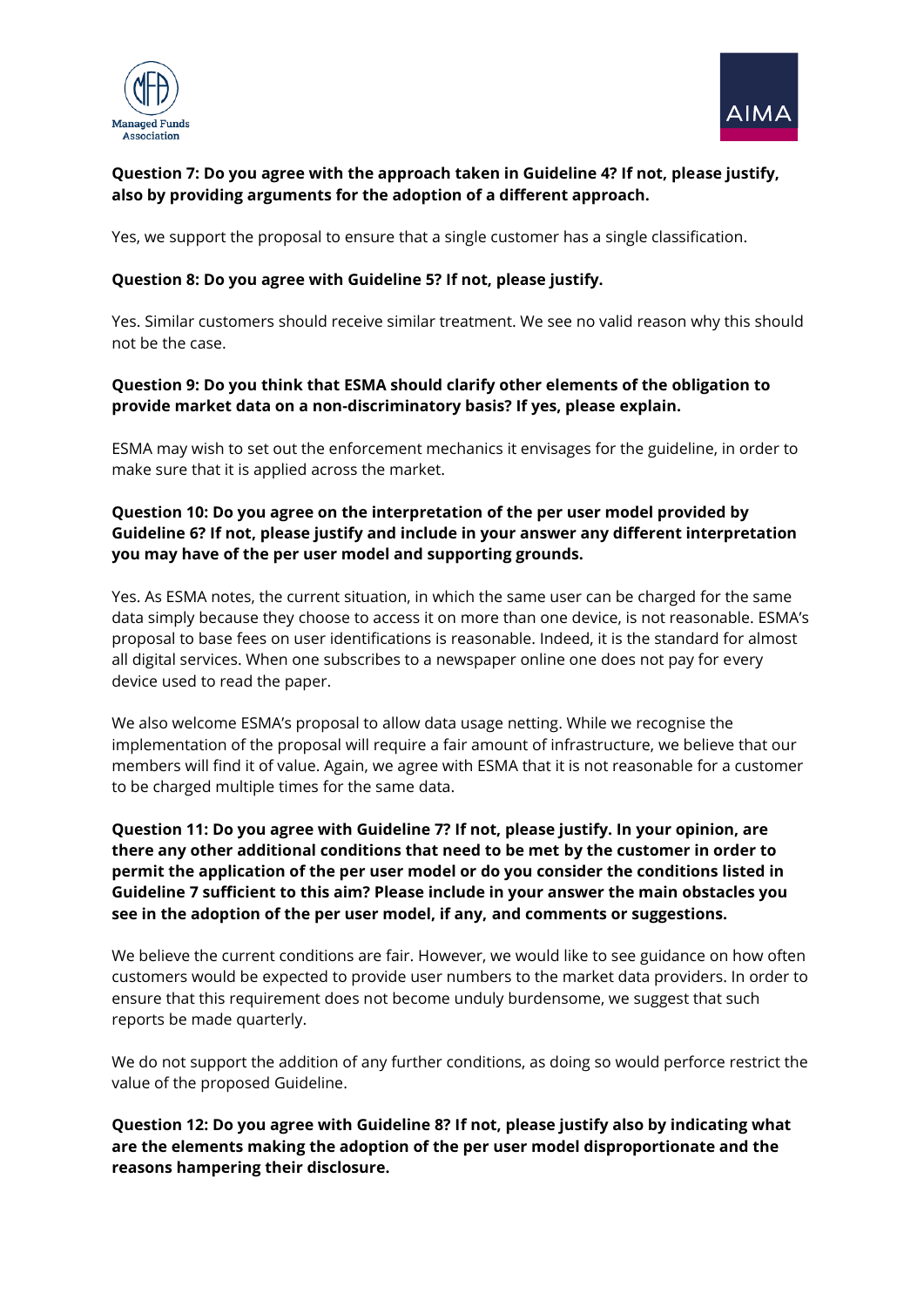**Question 7: Do you agree with the approach taken in Guideline 4? If not, please justify, also by providing arguments for the adoption of a different approach.**

Yes, we support the proposal to ensure that a single customer has a single classification.

**Question 8: Do you agree with Guideline 5? If not, please justify.**

Yes. Similar customers should receive similar treatment. We see no valid reason why this should not be the case.

**Question 9: Do you think that ESMA should clarify other elements of the obligation to provide market data on a non-discriminatory basis? If yes, please explain.**

ESMA may wish to set out the enforcement mechanics it envisages for the guideline, in order to make sure that it is applied across the market.

**Question 10: Do you agree on the interpretation of the per user model provided by Guideline 6? If not, please justify and include in your answer any different interpretation you may have of the per user model and supporting grounds.**

Yes. As ESMA notes, the current situation, in which the same user can be charged for the same data simply because they choose to access it on more than one device, is not reasonable. ESMA's proposal to base fees on user identifications is reasonable. Indeed, it is the standard for almost all digital services. When one subscribes to a newspaper online one does not pay for every device used to read the paper.

We also welcome ESMA's proposal to allow data usage netting. While we recognise the implementation of the proposal will require a fair amount of infrastructure, we believe that our members will find it of value. Again, we agree with ESMA that it is not reasonable for a customer to be charged multiple times for the same data.

**Question 11: Do you agree with Guideline 7? If not, please justify. In your opinion, are there any other additional conditions that need to be met by the customer in order to permit the application of the per user model or do you consider the conditions listed in Guideline 7 sufficient to this aim? Please include in your answer the main obstacles you see in the adoption of the per user model, if any, and comments or suggestions.**

We believe the current conditions are fair. However, we would like to see guidance on how often customers would be expected to provide user numbers to the market data providers. In order to ensure that this requirement does not become unduly burdensome, we suggest that such reports be made quarterly.

We do not support the addition of any further conditions, as doing so would perforce restrict the value of the proposed Guideline.

**Question 12: Do you agree with Guideline 8? If not, please justify also by indicating what are the elements making the adoption of the per user model disproportionate and the reasons hampering their disclosure.**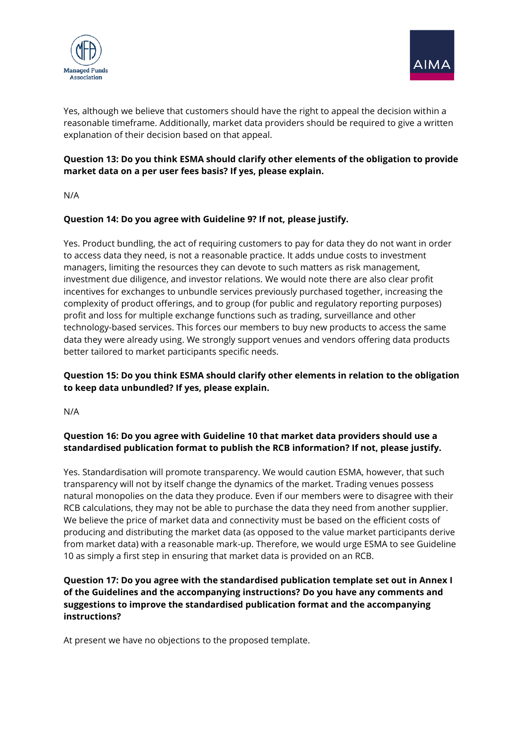Yes, although we believe that customers should have the right to appeal the decision within a reasonable timeframe. Additionally, market data providers should be required to give a written explanation of their decision based on that appeal.

**Question 13: Do you think ESMA should clarify other elements of the obligation to provide market data on a per user fees basis? If yes, please explain.**

N/A

**Question 14: Do you agree with Guideline 9? If not, please justify.**

Yes. Product bundling, the act of requiring customers to pay for data they do not want in order to access data they need, is not a reasonable practice. It adds undue costs to investment managers, limiting the resources they can devote to such matters as risk management, investment due diligence, and investor relations. We would note there are also clear profit incentives for exchanges to unbundle services previously purchased together, increasing the complexity of product offerings, and to group (for public and regulatory reporting purposes) profit and loss for multiple exchange functions such as trading, surveillance and other technology-based services. This forces our members to buy new products to access the same data they were already using. We strongly support venues and vendors offering data products better tailored to market participants specific needs.

**Question 15: Do you think ESMA should clarify other elements in relation to the obligation to keep data unbundled? If yes, please explain.**

N/A

**Question 16: Do you agree with Guideline 10 that market data providers should use a standardised publication format to publish the RCB information? If not, please justify.**

Yes. Standardisation will promote transparency. We would caution ESMA, however, that such transparency will not by itself change the dynamics of the market. Trading venues possess natural monopolies on the data they produce. Even if our members were to disagree with their RCB calculations, they may not be able to purchase the data they need from another supplier. We believe the price of market data and connectivity must be based on the efficient costs of producing and distributing the market data (as opposed to the value market participants derive from market data) with a reasonable mark-up. Therefore, we would urge ESMA to see Guideline 10 as simply a first step in ensuring that market data is provided on an RCB.

**Question 17: Do you agree with the standardised publication template set out in Annex I of the Guidelines and the accompanying instructions? Do you have any comments and suggestions to improve the standardised publication format and the accompanying instructions?**

At present we have no objections to the proposed template.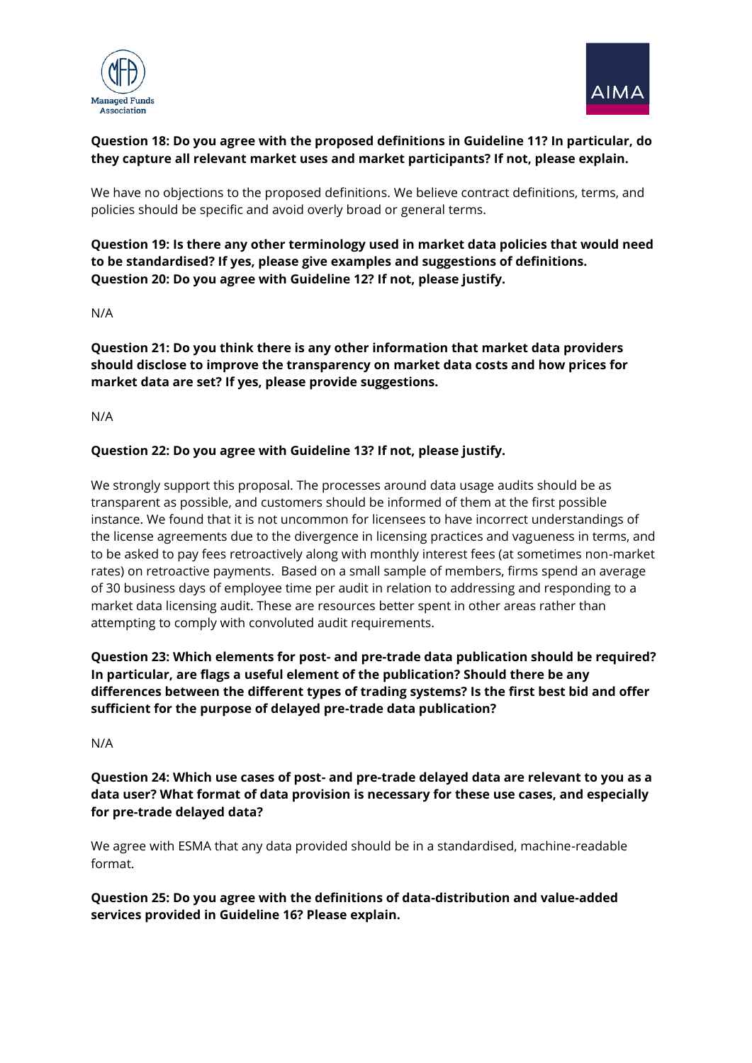**Question 18: Do you agree with the proposed definitions in Guideline 11? In particular, do they capture all relevant market uses and market participants? If not, please explain.**

We have no objections to the proposed definitions. We believe contract definitions, terms, and policies should be specific and avoid overly broad or general terms.

**Question 19: Is there any other terminology used in market data policies that would need to be standardised? If yes, please give examples and suggestions of definitions.**
**Question 20: Do you agree with Guideline 12? If not, please justify.**

N/A

**Question 21: Do you think there is any other information that market data providers should disclose to improve the transparency on market data costs and how prices for market data are set? If yes, please provide suggestions.**

N/A

**Question 22: Do you agree with Guideline 13? If not, please justify.**

We strongly support this proposal. The processes around data usage audits should be as transparent as possible, and customers should be informed of them at the first possible instance. We found that it is not uncommon for licensees to have incorrect understandings of the license agreements due to the divergence in licensing practices and vagueness in terms, and to be asked to pay fees retroactively along with monthly interest fees (at sometimes non-market rates) on retroactive payments. Based on a small sample of members, firms spend an average of 30 business days of employee time per audit in relation to addressing and responding to a market data licensing audit. These are resources better spent in other areas rather than attempting to comply with convoluted audit requirements.

**Question 23: Which elements for post- and pre-trade data publication should be required? In particular, are flags a useful element of the publication? Should there be any differences between the different types of trading systems? Is the first best bid and offer sufficient for the purpose of delayed pre-trade data publication?**

N/A

**Question 24: Which use cases of post- and pre-trade delayed data are relevant to you as a data user? What format of data provision is necessary for these use cases, and especially for pre-trade delayed data?**

We agree with ESMA that any data provided should be in a standardised, machine-readable format.

**Question 25: Do you agree with the definitions of data-distribution and value-added services provided in Guideline 16? Please explain.**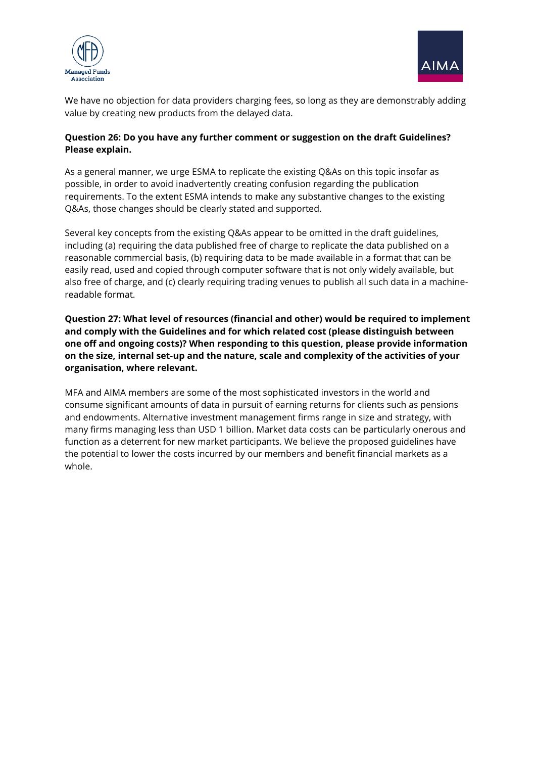We have no objection for data providers charging fees, so long as they are demonstrably adding value by creating new products from the delayed data.

**Question 26: Do you have any further comment or suggestion on the draft Guidelines? Please explain.**

As a general manner, we urge ESMA to replicate the existing Q&As on this topic insofar as possible, in order to avoid inadvertently creating confusion regarding the publication requirements. To the extent ESMA intends to make any substantive changes to the existing Q&As, those changes should be clearly stated and supported.

Several key concepts from the existing Q&As appear to be omitted in the draft guidelines, including (a) requiring the data published free of charge to replicate the data published on a reasonable commercial basis, (b) requiring data to be made available in a format that can be easily read, used and copied through computer software that is not only widely available, but also free of charge, and (c) clearly requiring trading venues to publish all such data in a machine-readable format.

**Question 27: What level of resources (financial and other) would be required to implement and comply with the Guidelines and for which related cost (please distinguish between one off and ongoing costs)? When responding to this question, please provide information on the size, internal set-up and the nature, scale and complexity of the activities of your organisation, where relevant.**

MFA and AIMA members are some of the most sophisticated investors in the world and consume significant amounts of data in pursuit of earning returns for clients such as pensions and endowments. Alternative investment management firms range in size and strategy, with many firms managing less than USD 1 billion. Market data costs can be particularly onerous and function as a deterrent for new market participants. We believe the proposed guidelines have the potential to lower the costs incurred by our members and benefit financial markets as a whole.